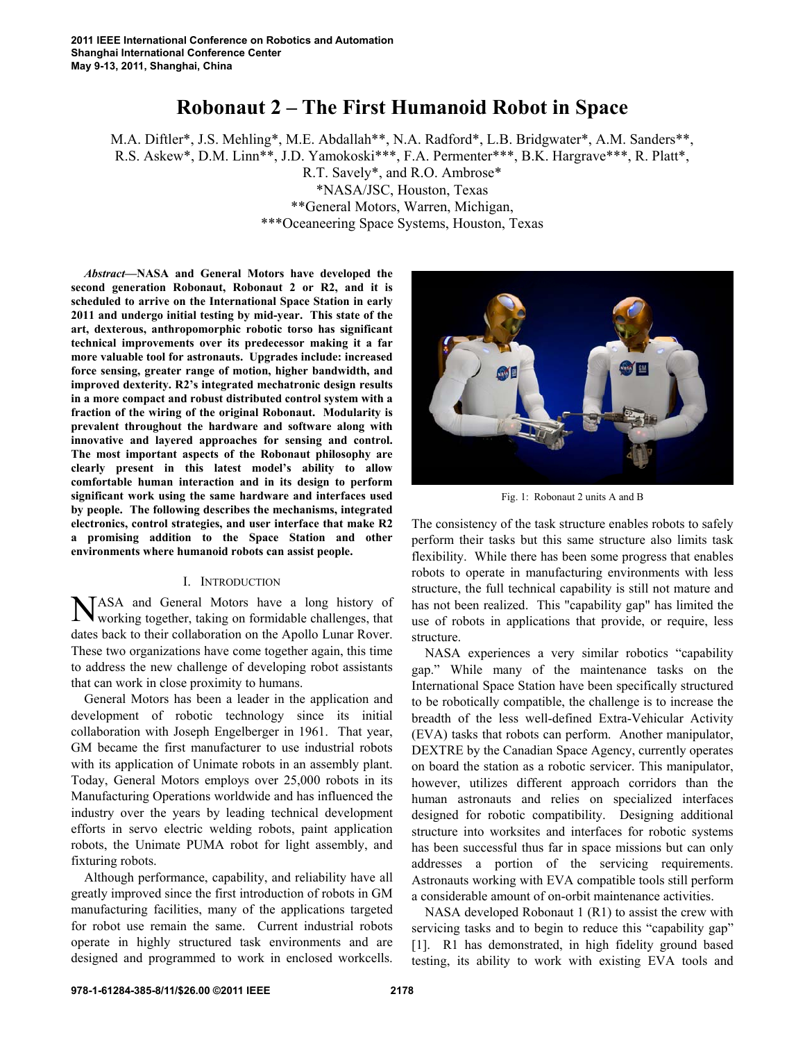# Robonaut 2 – The First Humanoid Robot in Space

M.A. Diftler\*, J.S. Mehling\*, M.E. Abdallah\*\*, N.A. Radford\*, L.B. Bridgwater\*, A.M. Sanders\*\*, R.S. Askew\*, D.M. Linn\*\*, J.D. Yamokoski\*\*\*, F.A. Permenter\*\*\*, B.K. Hargrave\*\*\*, R. Platt\*, R.T. Savely\*, and R.O. Ambrose\*

\*NASA/JSC, Houston, Texas
\*\*General Motors, Warren, Michigan,
\*\*\*Oceaneering Space Systems, Houston, Texas

***Abstract*—NASA and General Motors have developed the second generation Robonaut, Robonaut 2 or R2, and it is scheduled to arrive on the International Space Station in early 2011 and undergo initial testing by mid-year. This state of the art, dexterous, anthropomorphic robotic torso has significant technical improvements over its predecessor making it a far more valuable tool for astronauts. Upgrades include: increased force sensing, greater range of motion, higher bandwidth, and improved dexterity. R2's integrated mechatronic design results in a more compact and robust distributed control system with a fraction of the wiring of the original Robonaut. Modularity is prevalent throughout the hardware and software along with innovative and layered approaches for sensing and control. The most important aspects of the Robonaut philosophy are clearly present in this latest model's ability to allow comfortable human interaction and in its design to perform significant work using the same hardware and interfaces used by people. The following describes the mechanisms, integrated electronics, control strategies, and user interface that make R2 a promising addition to the Space Station and other environments where humanoid robots can assist people.**

## I. Introduction

NASA and General Motors have a long history of working together, taking on formidable challenges, that dates back to their collaboration on the Apollo Lunar Rover. These two organizations have come together again, this time to address the new challenge of developing robot assistants that can work in close proximity to humans.

General Motors has been a leader in the application and development of robotic technology since its initial collaboration with Joseph Engelberger in 1961. That year, GM became the first manufacturer to use industrial robots with its application of Unimate robots in an assembly plant. Today, General Motors employs over 25,000 robots in its Manufacturing Operations worldwide and has influenced the industry over the years by leading technical development efforts in servo electric welding robots, paint application robots, the Unimate PUMA robot for light assembly, and fixturing robots.

Although performance, capability, and reliability have all greatly improved since the first introduction of robots in GM manufacturing facilities, many of the applications targeted for robot use remain the same. Current industrial robots operate in highly structured task environments and are designed and programmed to work in enclosed workcells.

Fig. 1: Robonaut 2 units A and B

The consistency of the task structure enables robots to safely perform their tasks but this same structure also limits task flexibility. While there has been some progress that enables robots to operate in manufacturing environments with less structure, the full technical capability is still not mature and has not been realized. This "capability gap" has limited the use of robots in applications that provide, or require, less structure.

NASA experiences a very similar robotics "capability gap." While many of the maintenance tasks on the International Space Station have been specifically structured to be robotically compatible, the challenge is to increase the breadth of the less well-defined Extra-Vehicular Activity (EVA) tasks that robots can perform. Another manipulator, DEXTRE by the Canadian Space Agency, currently operates on board the station as a robotic servicer. This manipulator, however, utilizes different approach corridors than the human astronauts and relies on specialized interfaces designed for robotic compatibility. Designing additional structure into worksites and interfaces for robotic systems has been successful thus far in space missions but can only addresses a portion of the servicing requirements. Astronauts working with EVA compatible tools still perform a considerable amount of on-orbit maintenance activities.

NASA developed Robonaut 1 (R1) to assist the crew with servicing tasks and to begin to reduce this "capability gap" [1]. R1 has demonstrated, in high fidelity ground based testing, its ability to work with existing EVA tools and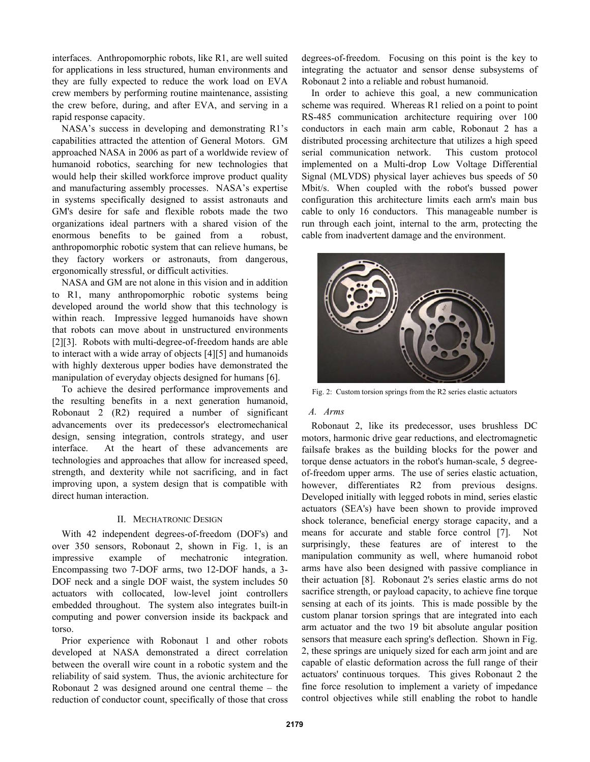interfaces. Anthropomorphic robots, like R1, are well suited for applications in less structured, human environments and they are fully expected to reduce the work load on EVA crew members by performing routine maintenance, assisting the crew before, during, and after EVA, and serving in a rapid response capacity.

NASA's success in developing and demonstrating R1's capabilities attracted the attention of General Motors. GM approached NASA in 2006 as part of a worldwide review of humanoid robotics, searching for new technologies that would help their skilled workforce improve product quality and manufacturing assembly processes. NASA's expertise in systems specifically designed to assist astronauts and GM's desire for safe and flexible robots made the two organizations ideal partners with a shared vision of the enormous benefits to be gained from a robust, anthropomorphic robotic system that can relieve humans, be they factory workers or astronauts, from dangerous, ergonomically stressful, or difficult activities.

NASA and GM are not alone in this vision and in addition to R1, many anthropomorphic robotic systems being developed around the world show that this technology is within reach. Impressive legged humanoids have shown that robots can move about in unstructured environments [2][3]. Robots with multi-degree-of-freedom hands are able to interact with a wide array of objects [4][5] and humanoids with highly dexterous upper bodies have demonstrated the manipulation of everyday objects designed for humans [6].

To achieve the desired performance improvements and the resulting benefits in a next generation humanoid, Robonaut 2 (R2) required a number of significant advancements over its predecessor's electromechanical design, sensing integration, controls strategy, and user interface. At the heart of these advancements are technologies and approaches that allow for increased speed, strength, and dexterity while not sacrificing, and in fact improving upon, a system design that is compatible with direct human interaction.

## II. Mechatronic Design

With 42 independent degrees-of-freedom (DOF's) and over 350 sensors, Robonaut 2, shown in Fig. 1, is an impressive example of mechatronic integration. Encompassing two 7-DOF arms, two 12-DOF hands, a 3-DOF neck and a single DOF waist, the system includes 50 actuators with collocated, low-level joint controllers embedded throughout. The system also integrates built-in computing and power conversion inside its backpack and torso.

Prior experience with Robonaut 1 and other robots developed at NASA demonstrated a direct correlation between the overall wire count in a robotic system and the reliability of said system. Thus, the avionic architecture for Robonaut 2 was designed around one central theme – the reduction of conductor count, specifically of those that cross degrees-of-freedom. Focusing on this point is the key to integrating the actuator and sensor dense subsystems of Robonaut 2 into a reliable and robust humanoid.

In order to achieve this goal, a new communication scheme was required. Whereas R1 relied on a point to point RS-485 communication architecture requiring over 100 conductors in each main arm cable, Robonaut 2 has a distributed processing architecture that utilizes a high speed serial communication network. This custom protocol implemented on a Multi-drop Low Voltage Differential Signal (MLVDS) physical layer achieves bus speeds of 50 Mbit/s. When coupled with the robot's bussed power configuration this architecture limits each arm's main bus cable to only 16 conductors. This manageable number is run through each joint, internal to the arm, protecting the cable from inadvertent damage and the environment.

Fig. 2: Custom torsion springs from the R2 series elastic actuators

### A. Arms

Robonaut 2, like its predecessor, uses brushless DC motors, harmonic drive gear reductions, and electromagnetic failsafe brakes as the building blocks for the power and torque dense actuators in the robot's human-scale, 5 degree-of-freedom upper arms. The use of series elastic actuation, however, differentiates R2 from previous designs. Developed initially with legged robots in mind, series elastic actuators (SEA's) have been shown to provide improved shock tolerance, beneficial energy storage capacity, and a means for accurate and stable force control [7]. Not surprisingly, these features are of interest to the manipulation community as well, where humanoid robot arms have also been designed with passive compliance in their actuation [8]. Robonaut 2's series elastic arms do not sacrifice strength, or payload capacity, to achieve fine torque sensing at each of its joints. This is made possible by the custom planar torsion springs that are integrated into each arm actuator and the two 19 bit absolute angular position sensors that measure each spring's deflection. Shown in Fig. 2, these springs are uniquely sized for each arm joint and are capable of elastic deformation across the full range of their actuators' continuous torques. This gives Robonaut 2 the fine force resolution to implement a variety of impedance control objectives while still enabling the robot to handle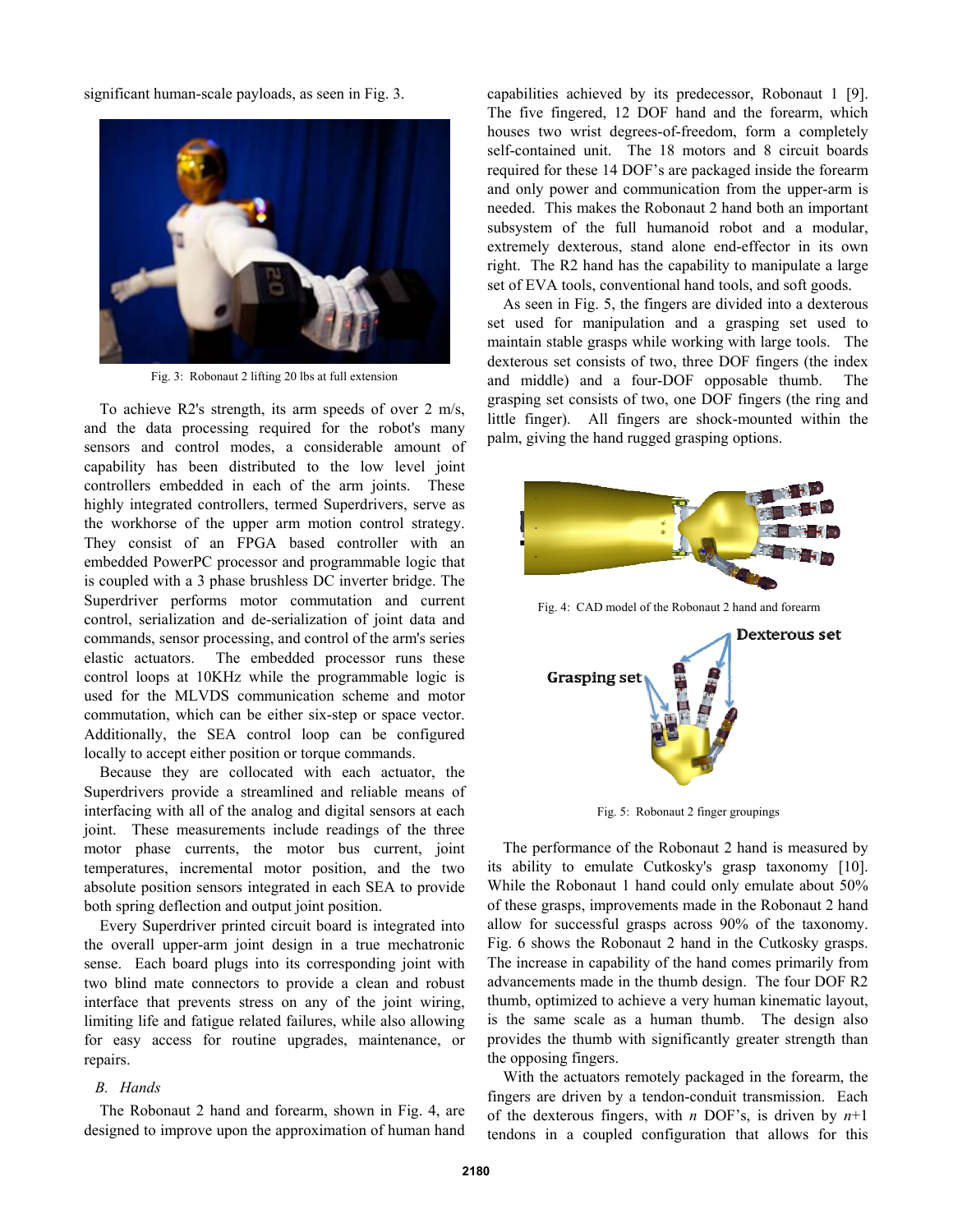significant human-scale payloads, as seen in Fig. 3.

Fig. 3: Robonaut 2 lifting 20 lbs at full extension

To achieve R2's strength, its arm speeds of over 2 m/s, and the data processing required for the robot's many sensors and control modes, a considerable amount of capability has been distributed to the low level joint controllers embedded in each of the arm joints. These highly integrated controllers, termed Superdrivers, serve as the workhorse of the upper arm motion control strategy. They consist of an FPGA based controller with an embedded PowerPC processor and programmable logic that is coupled with a 3 phase brushless DC inverter bridge. The Superdriver performs motor commutation and current control, serialization and de-serialization of joint data and commands, sensor processing, and control of the arm's series elastic actuators. The embedded processor runs these control loops at 10KHz while the programmable logic is used for the MLVDS communication scheme and motor commutation, which can be either six-step or space vector. Additionally, the SEA control loop can be configured locally to accept either position or torque commands.

Because they are collocated with each actuator, the Superdrivers provide a streamlined and reliable means of interfacing with all of the analog and digital sensors at each joint. These measurements include readings of the three motor phase currents, the motor bus current, joint temperatures, incremental motor position, and the two absolute position sensors integrated in each SEA to provide both spring deflection and output joint position.

Every Superdriver printed circuit board is integrated into the overall upper-arm joint design in a true mechatronic sense. Each board plugs into its corresponding joint with two blind mate connectors to provide a clean and robust interface that prevents stress on any of the joint wiring, limiting life and fatigue related failures, while also allowing for easy access for routine upgrades, maintenance, or repairs.

### *B. Hands*

The Robonaut 2 hand and forearm, shown in Fig. 4, are designed to improve upon the approximation of human hand capabilities achieved by its predecessor, Robonaut 1 [9]. The five fingered, 12 DOF hand and the forearm, which houses two wrist degrees-of-freedom, form a completely self-contained unit. The 18 motors and 8 circuit boards required for these 14 DOF's are packaged inside the forearm and only power and communication from the upper-arm is needed. This makes the Robonaut 2 hand both an important subsystem of the full humanoid robot and a modular, extremely dexterous, stand alone end-effector in its own right. The R2 hand has the capability to manipulate a large set of EVA tools, conventional hand tools, and soft goods.

As seen in Fig. 5, the fingers are divided into a dexterous set used for manipulation and a grasping set used to maintain stable grasps while working with large tools. The dexterous set consists of two, three DOF fingers (the index and middle) and a four-DOF opposable thumb. The grasping set consists of two, one DOF fingers (the ring and little finger). All fingers are shock-mounted within the palm, giving the hand rugged grasping options.

Fig. 4: CAD model of the Robonaut 2 hand and forearm

Fig. 5: Robonaut 2 finger groupings

The performance of the Robonaut 2 hand is measured by its ability to emulate Cutkosky's grasp taxonomy [10]. While the Robonaut 1 hand could only emulate about 50% of these grasps, improvements made in the Robonaut 2 hand allow for successful grasps across 90% of the taxonomy. Fig. 6 shows the Robonaut 2 hand in the Cutkosky grasps. The increase in capability of the hand comes primarily from advancements made in the thumb design. The four DOF R2 thumb, optimized to achieve a very human kinematic layout, is the same scale as a human thumb. The design also provides the thumb with significantly greater strength than the opposing fingers.

With the actuators remotely packaged in the forearm, the fingers are driven by a tendon-conduit transmission. Each of the dexterous fingers, with $n$ DOF's, is driven by $n$+1 tendons in a coupled configuration that allows for this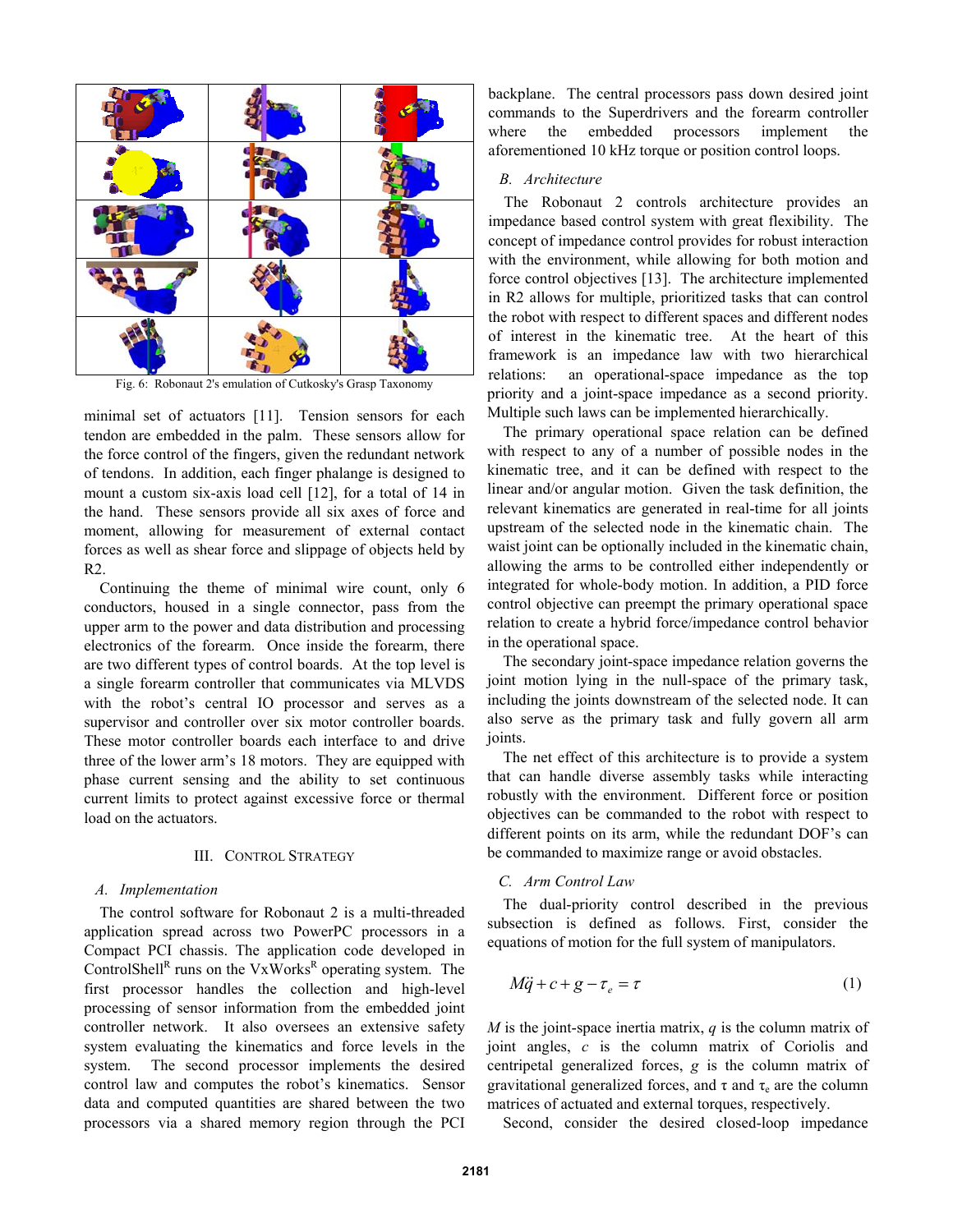Fig. 6: Robonaut 2's emulation of Cutkosky's Grasp Taxonomy

minimal set of actuators [11]. Tension sensors for each tendon are embedded in the palm. These sensors allow for the force control of the fingers, given the redundant network of tendons. In addition, each finger phalange is designed to mount a custom six-axis load cell [12], for a total of 14 in the hand. These sensors provide all six axes of force and moment, allowing for measurement of external contact forces as well as shear force and slippage of objects held by R2.

Continuing the theme of minimal wire count, only 6 conductors, housed in a single connector, pass from the upper arm to the power and data distribution and processing electronics of the forearm. Once inside the forearm, there are two different types of control boards. At the top level is a single forearm controller that communicates via MLVDS with the robot's central IO processor and serves as a supervisor and controller over six motor controller boards. These motor controller boards each interface to and drive three of the lower arm's 18 motors. They are equipped with phase current sensing and the ability to set continuous current limits to protect against excessive force or thermal load on the actuators.

## III. Control Strategy

### A. Implementation

The control software for Robonaut 2 is a multi-threaded application spread across two PowerPC processors in a Compact PCI chassis. The application code developed in ControlShell[R] runs on the VxWorks[R] operating system. The first processor handles the collection and high-level processing of sensor information from the embedded joint controller network. It also oversees an extensive safety system evaluating the kinematics and force levels in the system. The second processor implements the desired control law and computes the robot's kinematics. Sensor data and computed quantities are shared between the two processors via a shared memory region through the PCI backplane. The central processors pass down desired joint commands to the Superdrivers and the forearm controller where the embedded processors implement the aforementioned 10 kHz torque or position control loops.

### B. Architecture

The Robonaut 2 controls architecture provides an impedance based control system with great flexibility. The concept of impedance control provides for robust interaction with the environment, while allowing for both motion and force control objectives [13]. The architecture implemented in R2 allows for multiple, prioritized tasks that can control the robot with respect to different spaces and different nodes of interest in the kinematic tree. At the heart of this framework is an impedance law with two hierarchical relations: an operational-space impedance as the top priority and a joint-space impedance as a second priority. Multiple such laws can be implemented hierarchically.

The primary operational space relation can be defined with respect to any of a number of possible nodes in the kinematic tree, and it can be defined with respect to the linear and/or angular motion. Given the task definition, the relevant kinematics are generated in real-time for all joints upstream of the selected node in the kinematic chain. The waist joint can be optionally included in the kinematic chain, allowing the arms to be controlled either independently or integrated for whole-body motion. In addition, a PID force control objective can preempt the primary operational space relation to create a hybrid force/impedance control behavior in the operational space.

The secondary joint-space impedance relation governs the joint motion lying in the null-space of the primary task, including the joints downstream of the selected node. It can also serve as the primary task and fully govern all arm joints.

The net effect of this architecture is to provide a system that can handle diverse assembly tasks while interacting robustly with the environment. Different force or position objectives can be commanded to the robot with respect to different points on its arm, while the redundant DOF's can be commanded to maximize range or avoid obstacles.

### C. Arm Control Law

The dual-priority control described in the previous subsection is defined as follows. First, consider the equations of motion for the full system of manipulators.

$$M\ddot{q} + c + g - \tau_e = \tau \tag{1}$$

$M$ is the joint-space inertia matrix, $q$ is the column matrix of joint angles, $c$ is the column matrix of Coriolis and centripetal generalized forces, $g$ is the column matrix of gravitational generalized forces, and $\tau$ and $\tau_e$ are the column matrices of actuated and external torques, respectively.

Second, consider the desired closed-loop impedance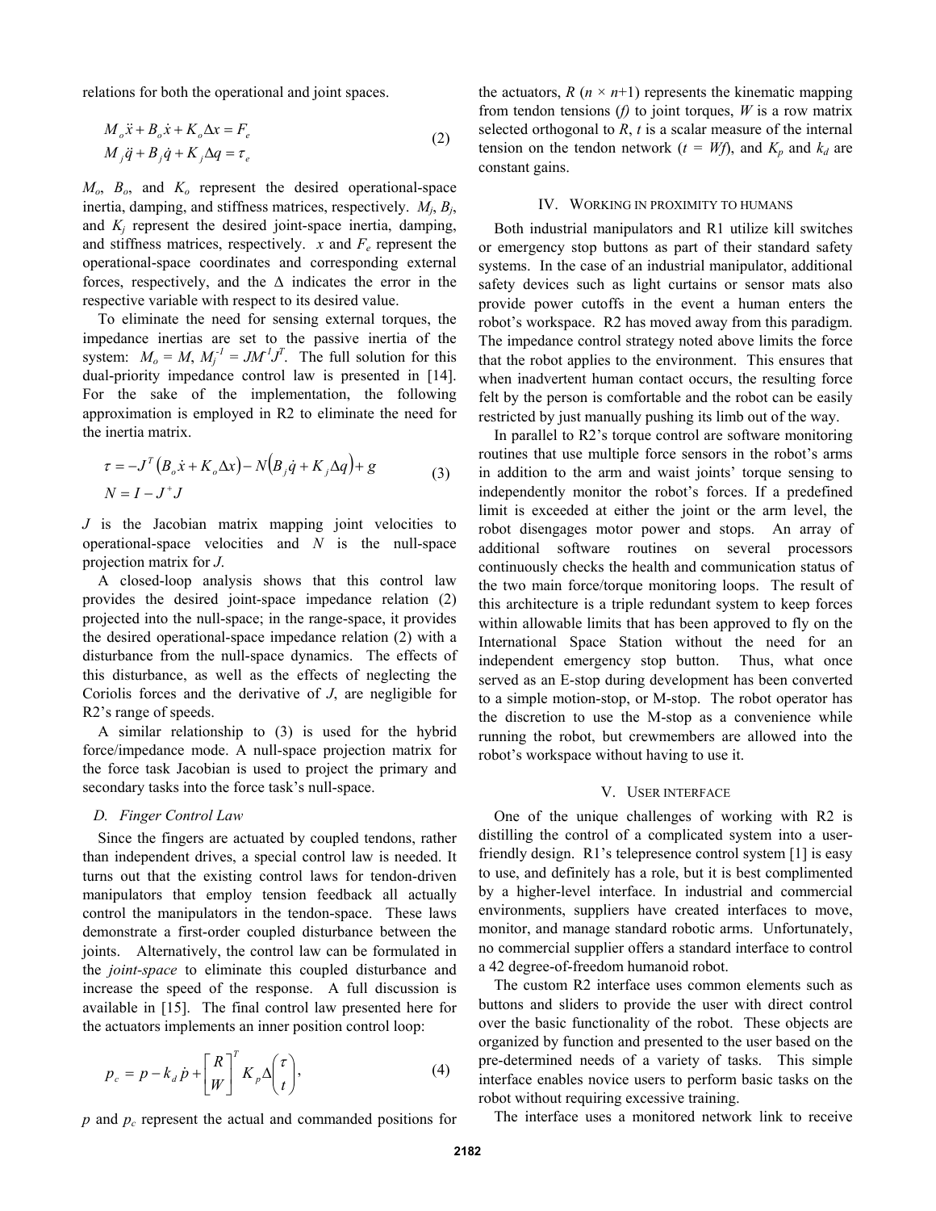relations for both the operational and joint spaces.

$$
\begin{aligned}
M_o \ddot{x} + B_o \dot{x} + K_o \Delta x &= F_e \\
M_j \ddot{q} + B_j \dot{q} + K_j \Delta q &= \tau_e
\end{aligned}
\tag{2}
$$

$M_o$, $B_o$, and $K_o$ represent the desired operational-space inertia, damping, and stiffness matrices, respectively. $M_j$, $B_j$, and $K_j$ represent the desired joint-space inertia, damping, and stiffness matrices, respectively. $x$ and $F_e$ represent the operational-space coordinates and corresponding external forces, respectively, and the $\Delta$ indicates the error in the respective variable with respect to its desired value.

To eliminate the need for sensing external torques, the impedance inertias are set to the passive inertia of the system: $M_o = M$, $M_j^{-1} = JM^{-1}J^T$. The full solution for this dual-priority impedance control law is presented in [14]. For the sake of the implementation, the following approximation is employed in R2 to eliminate the need for the inertia matrix.

$$
\begin{aligned}
\tau &= -J^T\left(B_o \dot{x} + K_o \Delta x\right) - N\left(B_j \dot{q} + K_j \Delta q\right) + g \\
N &= I - J^+ J
\end{aligned}
\tag{3}
$$

$J$ is the Jacobian matrix mapping joint velocities to operational-space velocities and $N$ is the null-space projection matrix for $J$.

A closed-loop analysis shows that this control law provides the desired joint-space impedance relation (2) projected into the null-space; in the range-space, it provides the desired operational-space impedance relation (2) with a disturbance from the null-space dynamics. The effects of this disturbance, as well as the effects of neglecting the Coriolis forces and the derivative of $J$, are negligible for R2's range of speeds.

A similar relationship to (3) is used for the hybrid force/impedance mode. A null-space projection matrix for the force task Jacobian is used to project the primary and secondary tasks into the force task's null-space.

### D. Finger Control Law

Since the fingers are actuated by coupled tendons, rather than independent drives, a special control law is needed. It turns out that the existing control laws for tendon-driven manipulators that employ tension feedback all actually control the manipulators in the tendon-space. These laws demonstrate a first-order coupled disturbance between the joints. Alternatively, the control law can be formulated in the *joint-space* to eliminate this coupled disturbance and increase the speed of the response. A full discussion is available in [15]. The final control law presented here for the actuators implements an inner position control loop:

$$
p_c = p - k_d \dot{p} + \begin{bmatrix} R \\ W \end{bmatrix}^T K_p \Delta\begin{pmatrix} \tau \\ t \end{pmatrix},
\tag{4}
$$

$p$ and $p_c$ represent the actual and commanded positions for the actuators, $R$ ($n \times n$+1) represents the kinematic mapping from tendon tensions ($f$) to joint torques, $W$ is a row matrix selected orthogonal to $R$, $t$ is a scalar measure of the internal tension on the tendon network ($t = Wf$), and $K_p$ and $k_d$ are constant gains.

## IV. Working in proximity to humans

Both industrial manipulators and R1 utilize kill switches or emergency stop buttons as part of their standard safety systems. In the case of an industrial manipulator, additional safety devices such as light curtains or sensor mats also provide power cutoffs in the event a human enters the robot's workspace. R2 has moved away from this paradigm. The impedance control strategy noted above limits the force that the robot applies to the environment. This ensures that when inadvertent human contact occurs, the resulting force felt by the person is comfortable and the robot can be easily restricted by just manually pushing its limb out of the way.

In parallel to R2's torque control are software monitoring routines that use multiple force sensors in the robot's arms in addition to the arm and waist joints' torque sensing to independently monitor the robot's forces. If a predefined limit is exceeded at either the joint or the arm level, the robot disengages motor power and stops. An array of additional software routines on several processors continuously checks the health and communication status of the two main force/torque monitoring loops. The result of this architecture is a triple redundant system to keep forces within allowable limits that has been approved to fly on the International Space Station without the need for an independent emergency stop button. Thus, what once served as an E-stop during development has been converted to a simple motion-stop, or M-stop. The robot operator has the discretion to use the M-stop as a convenience while running the robot, but crewmembers are allowed into the robot's workspace without having to use it.

## V. User interface

One of the unique challenges of working with R2 is distilling the control of a complicated system into a user-friendly design. R1's telepresence control system [1] is easy to use, and definitely has a role, but it is best complimented by a higher-level interface. In industrial and commercial environments, suppliers have created interfaces to move, monitor, and manage standard robotic arms. Unfortunately, no commercial supplier offers a standard interface to control a 42 degree-of-freedom humanoid robot.

The custom R2 interface uses common elements such as buttons and sliders to provide the user with direct control over the basic functionality of the robot. These objects are organized by function and presented to the user based on the pre-determined needs of a variety of tasks. This simple interface enables novice users to perform basic tasks on the robot without requiring excessive training.

The interface uses a monitored network link to receive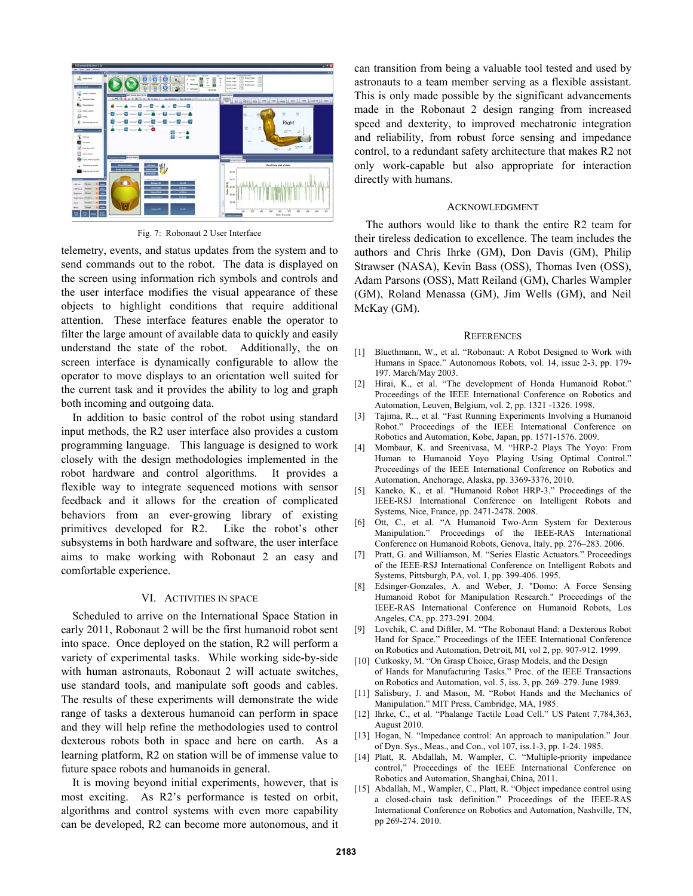Fig. 7: Robonaut 2 User Interface

telemetry, events, and status updates from the system and to send commands out to the robot. The data is displayed on the screen using information rich symbols and controls and the user interface modifies the visual appearance of these objects to highlight conditions that require additional attention. These interface features enable the operator to filter the large amount of available data to quickly and easily understand the state of the robot. Additionally, the on screen interface is dynamically configurable to allow the operator to move displays to an orientation well suited for the current task and it provides the ability to log and graph both incoming and outgoing data.

In addition to basic control of the robot using standard input methods, the R2 user interface also provides a custom programming language. This language is designed to work closely with the design methodologies implemented in the robot hardware and control algorithms. It provides a flexible way to integrate sequenced motions with sensor feedback and it allows for the creation of complicated behaviors from an ever-growing library of existing primitives developed for R2. Like the robot's other subsystems in both hardware and software, the user interface aims to make working with Robonaut 2 an easy and comfortable experience.

## VI. Activities in Space

Scheduled to arrive on the International Space Station in early 2011, Robonaut 2 will be the first humanoid robot sent into space. Once deployed on the station, R2 will perform a variety of experimental tasks. While working side-by-side with human astronauts, Robonaut 2 will actuate switches, use standard tools, and manipulate soft goods and cables. The results of these experiments will demonstrate the wide range of tasks a dexterous humanoid can perform in space and they will help refine the methodologies used to control dexterous robots both in space and here on earth. As a learning platform, R2 on station will be of immense value to future space robots and humanoids in general.

It is moving beyond initial experiments, however, that is most exciting. As R2's performance is tested on orbit, algorithms and control systems with even more capability can be developed, R2 can become more autonomous, and it can transition from being a valuable tool tested and used by astronauts to a team member serving as a flexible assistant. This is only made possible by the significant advancements made in the Robonaut 2 design ranging from increased speed and dexterity, to improved mechatronic integration and reliability, from robust force sensing and impedance control, to a redundant safety architecture that makes R2 not only work-capable but also appropriate for interaction directly with humans.

## Acknowledgment

The authors would like to thank the entire R2 team for their tireless dedication to excellence. The team includes the authors and Chris Ihrke (GM), Don Davis (GM), Philip Strawser (NASA), Kevin Bass (OSS), Thomas Iven (OSS), Adam Parsons (OSS), Matt Reiland (GM), Charles Wampler (GM), Roland Menassa (GM), Jim Wells (GM), and Neil McKay (GM).

## References

[1] Bluethmann, W., et al. "Robonaut: A Robot Designed to Work with Humans in Space." Autonomous Robots, vol. 14, issue 2-3, pp. 179-197. March/May 2003.

[2] Hirai, K., et al. "The development of Honda Humanoid Robot." Proceedings of the IEEE International Conference on Robotics and Automation, Leuven, Belgium, vol. 2, pp. 1321 -1326. 1998.

[3] Tajima, R.., et al. "Fast Running Experiments Involving a Humanoid Robot." Proceedings of the IEEE International Conference on Robotics and Automation, Kobe, Japan, pp. 1571-1576. 2009.

[4] Mombaur, K. and Sreenivasa, M. "HRP-2 Plays The Yoyo: From Human to Humanoid Yoyo Playing Using Optimal Control." Proceedings of the IEEE International Conference on Robotics and Automation, Anchorage, Alaska, pp. 3369-3376, 2010.

[5] Kaneko, K., et al. "Humanoid Robot HRP-3." Proceedings of the IEEE-RSJ International Conference on Intelligent Robots and Systems, Nice, France, pp. 2471-2478. 2008.

[6] Ott, C., et al. "A Humanoid Two-Arm System for Dexterous Manipulation." Proceedings of the IEEE-RAS International Conference on Humanoid Robots, Genova, Italy, pp. 276–283. 2006.

[7] Pratt, G. and Williamson, M. "Series Elastic Actuators." Proceedings of the IEEE-RSJ International Conference on Intelligent Robots and Systems, Pittsburgh, PA, vol. 1, pp. 399-406. 1995.

[8] Edsinger-Gonzales, A. and Weber, J. "Domo: A Force Sensing Humanoid Robot for Manipulation Research." Proceedings of the IEEE-RAS International Conference on Humanoid Robots, Los Angeles, CA, pp. 273-291. 2004.

[9] Lovchik, C. and Diftler, M. "The Robonaut Hand: a Dexterous Robot Hand for Space." Proceedings of the IEEE International Conference on Robotics and Automation, Detroit, MI, vol 2, pp. 907-912. 1999.

[10] Cutkosky, M. "On Grasp Choice, Grasp Models, and the Design of Hands for Manufacturing Tasks." Proc. of the IEEE Transactions on Robotics and Automation, vol. 5, iss. 3, pp. 269–279. June 1989.

[11] Salisbury, J. and Mason, M. "Robot Hands and the Mechanics of Manipulation." MIT Press, Cambridge, MA, 1985.

[12] Ihrke, C., et al. "Phalange Tactile Load Cell." US Patent 7,784,363, August 2010.

[13] Hogan, N. "Impedance control: An approach to manipulation." Jour. of Dyn. Sys., Meas., and Con., vol 107, iss.1-3, pp. 1-24. 1985.

[14] Platt, R. Abdallah, M. Wampler, C. "Multiple-priority impedance control," Proceedings of the IEEE International Conference on Robotics and Automation, Shanghai, China, 2011.

[15] Abdallah, M., Wampler, C., Platt, R. "Object impedance control using a closed-chain task definition." Proceedings of the IEEE-RAS International Conference on Robotics and Automation, Nashville, TN, pp 269-274. 2010.